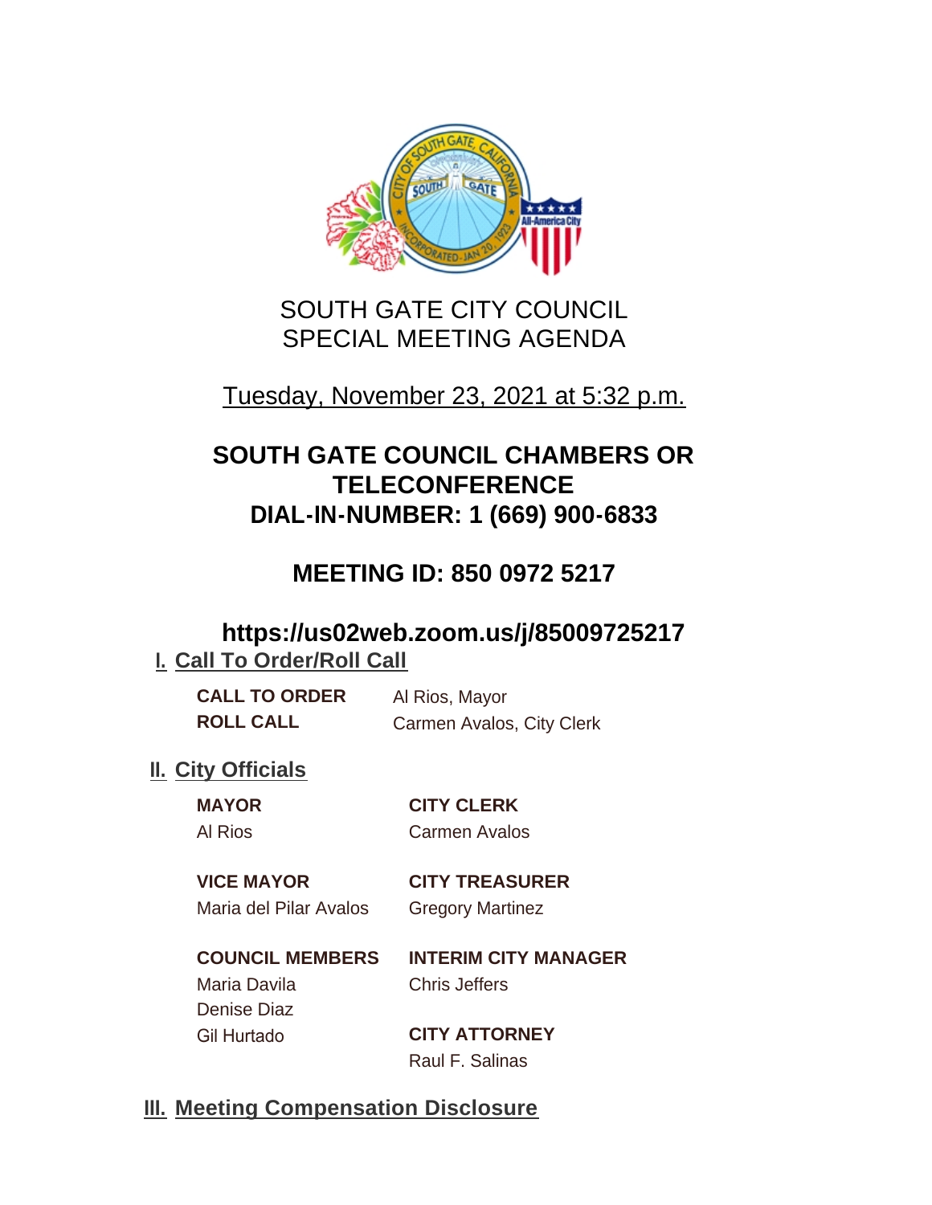# SOUTH GATE CITY COUNCIL
# SPECIAL MEETING AGENDA

Tuesday, November 23, 2021 at 5:32 p.m.

## SOUTH GATE COUNCIL CHAMBERS OR TELECONFERENCE
## DIAL-IN-NUMBER: 1 (669) 900-6833

## MEETING ID: 850 0972 5217

## https://us02web.zoom.us/j/85009725217

## I. Call To Order/Roll Call

**CALL TO ORDER** Al Rios, Mayor

**ROLL CALL** Carmen Avalos, City Clerk

## II. City Officials

**MAYOR**
Al Rios

**VICE MAYOR**
Maria del Pilar Avalos

**COUNCIL MEMBERS**
Maria Davila
Denise Diaz
Gil Hurtado

**CITY CLERK**
Carmen Avalos

**CITY TREASURER**
Gregory Martinez

**INTERIM CITY MANAGER**
Chris Jeffers

**CITY ATTORNEY**
Raul F. Salinas

## III. Meeting Compensation Disclosure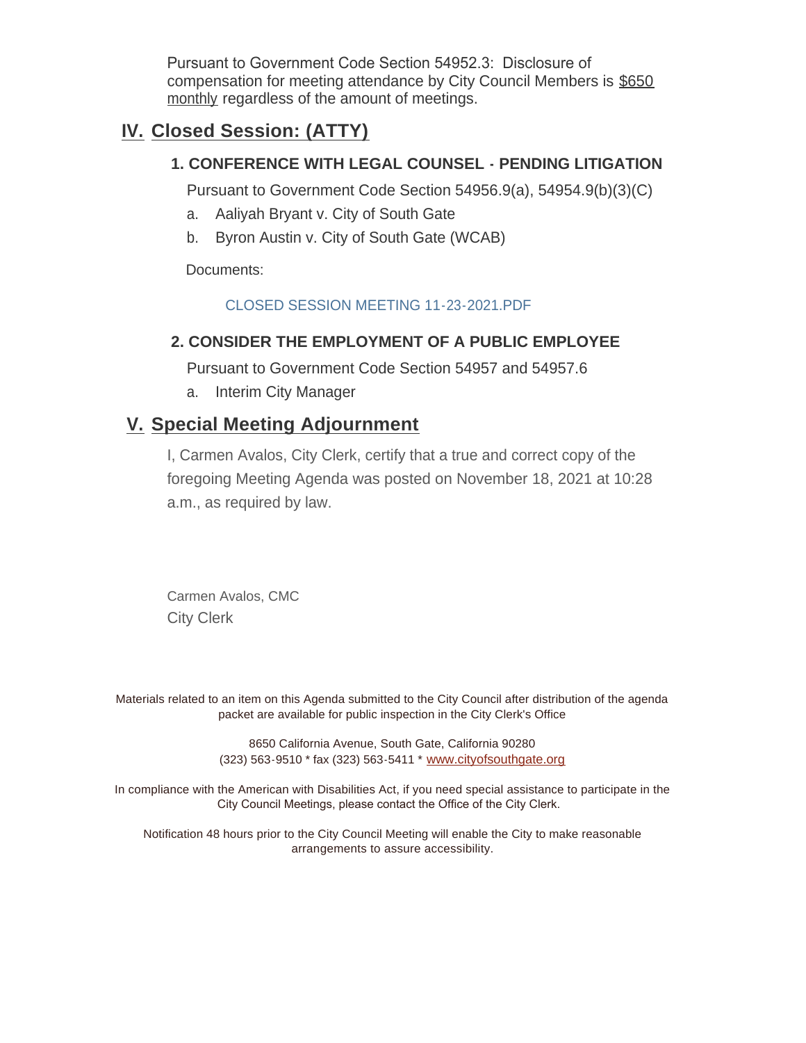Pursuant to Government Code Section 54952.3: Disclosure of compensation for meeting attendance by City Council Members is $650 monthly regardless of the amount of meetings.

## IV. Closed Session: (ATTY)

### 1. CONFERENCE WITH LEGAL COUNSEL - PENDING LITIGATION

Pursuant to Government Code Section 54956.9(a), 54954.9(b)(3)(C)

a. Aaliyah Bryant v. City of South Gate

b. Byron Austin v. City of South Gate (WCAB)

Documents:

CLOSED SESSION MEETING 11-23-2021.PDF

### 2. CONSIDER THE EMPLOYMENT OF A PUBLIC EMPLOYEE

Pursuant to Government Code Section 54957 and 54957.6

a. Interim City Manager

## V. Special Meeting Adjournment

I, Carmen Avalos, City Clerk, certify that a true and correct copy of the foregoing Meeting Agenda was posted on November 18, 2021 at 10:28 a.m., as required by law.

Carmen Avalos, CMC
City Clerk

Materials related to an item on this Agenda submitted to the City Council after distribution of the agenda packet are available for public inspection in the City Clerk's Office

8650 California Avenue, South Gate, California 90280
(323) 563-9510 * fax (323) 563-5411 * www.cityofsouthgate.org

In compliance with the American with Disabilities Act, if you need special assistance to participate in the City Council Meetings, please contact the Office of the City Clerk.

Notification 48 hours prior to the City Council Meeting will enable the City to make reasonable arrangements to assure accessibility.